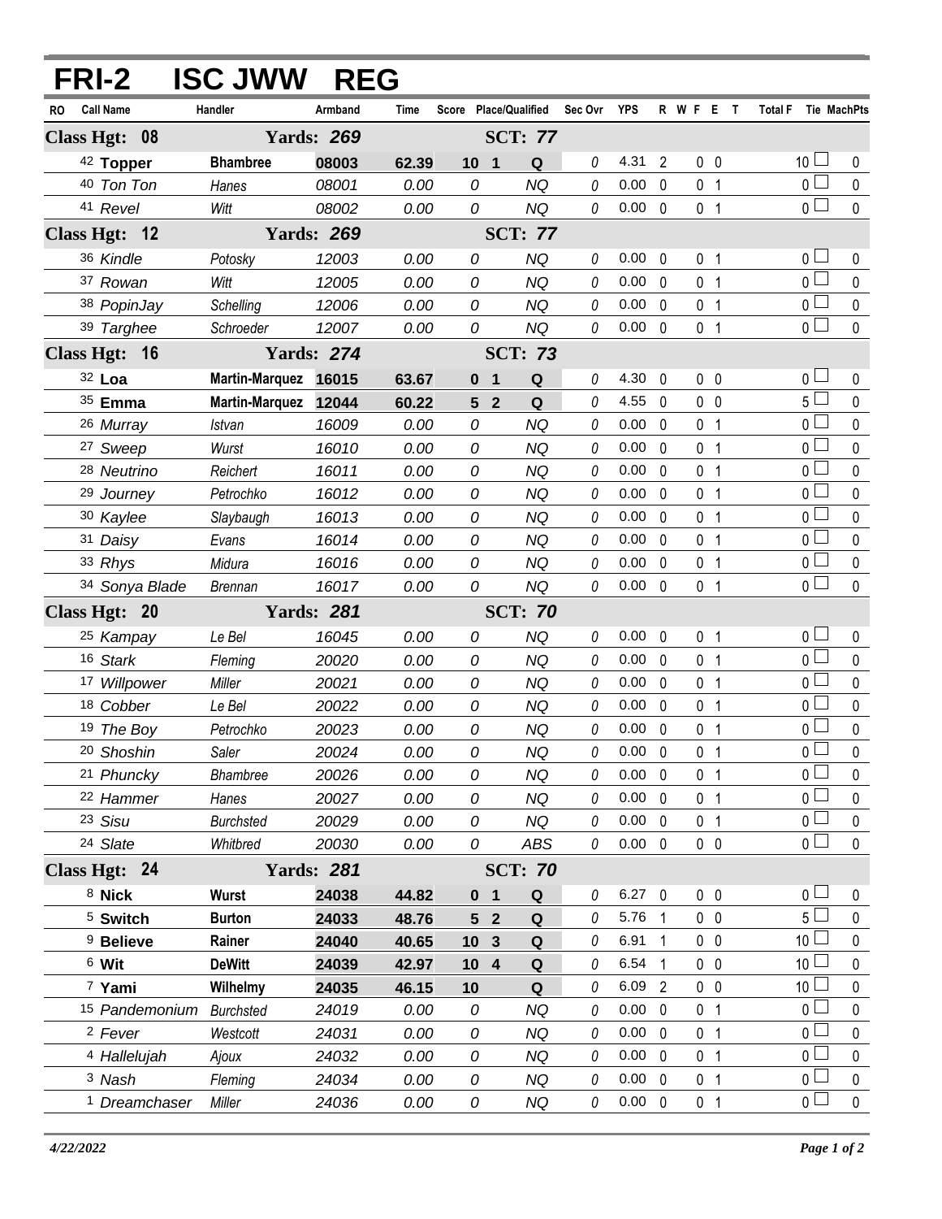# FRI-2 ISC JWW REG

| RO | Call Name | Handler | Armband | Time | Score | Place/Qualified | | Sec Ovr | YPS | R | W | F | E | T | Total F | Tie | MachPts |
|---|---|---|---|---|---|---|---|---|---|---|---|---|---|---|---|---|---|
| **Class Hgt: 08** | | **Yards: 269** | | | | **SCT: 77** | | | | | | | | | | | |
| 42 | **Topper** | **Bhambree** | **08003** | **62.39** | **10** | **1** | **Q** | 0 | 4.31 | 2 | | 0 | 0 | | 10 | ☐ | 0 |
| 40 | *Ton Ton* | *Hanes* | *08001* | *0.00* | *0* | | *NQ* | 0 | 0.00 | 0 | | 0 | 1 | | 0 | ☐ | 0 |
| 41 | *Revel* | *Witt* | *08002* | *0.00* | *0* | | *NQ* | 0 | 0.00 | 0 | | 0 | 1 | | 0 | ☐ | 0 |
| **Class Hgt: 12** | | **Yards: 269** | | | | **SCT: 77** | | | | | | | | | | | |
| 36 | *Kindle* | *Potosky* | *12003* | *0.00* | *0* | | *NQ* | 0 | 0.00 | 0 | | 0 | 1 | | 0 | ☐ | 0 |
| 37 | *Rowan* | *Witt* | *12005* | *0.00* | *0* | | *NQ* | 0 | 0.00 | 0 | | 0 | 1 | | 0 | ☐ | 0 |
| 38 | *PopinJay* | *Schelling* | *12006* | *0.00* | *0* | | *NQ* | 0 | 0.00 | 0 | | 0 | 1 | | 0 | ☐ | 0 |
| 39 | *Targhee* | *Schroeder* | *12007* | *0.00* | *0* | | *NQ* | 0 | 0.00 | 0 | | 0 | 1 | | 0 | ☐ | 0 |
| **Class Hgt: 16** | | **Yards: 274** | | | | **SCT: 73** | | | | | | | | | | | |
| 32 | **Loa** | **Martin-Marquez** | **16015** | **63.67** | **0** | **1** | **Q** | 0 | 4.30 | 0 | | 0 | 0 | | 0 | ☐ | 0 |
| 35 | **Emma** | **Martin-Marquez** | **12044** | **60.22** | **5** | **2** | **Q** | 0 | 4.55 | 0 | | 0 | 0 | | 5 | ☐ | 0 |
| 26 | *Murray* | *Istvan* | *16009* | *0.00* | *0* | | *NQ* | 0 | 0.00 | 0 | | 0 | 1 | | 0 | ☐ | 0 |
| 27 | *Sweep* | *Wurst* | *16010* | *0.00* | *0* | | *NQ* | 0 | 0.00 | 0 | | 0 | 1 | | 0 | ☐ | 0 |
| 28 | *Neutrino* | *Reichert* | *16011* | *0.00* | *0* | | *NQ* | 0 | 0.00 | 0 | | 0 | 1 | | 0 | ☐ | 0 |
| 29 | *Journey* | *Petrochko* | *16012* | *0.00* | *0* | | *NQ* | 0 | 0.00 | 0 | | 0 | 1 | | 0 | ☐ | 0 |
| 30 | *Kaylee* | *Slaybaugh* | *16013* | *0.00* | *0* | | *NQ* | 0 | 0.00 | 0 | | 0 | 1 | | 0 | ☐ | 0 |
| 31 | *Daisy* | *Evans* | *16014* | *0.00* | *0* | | *NQ* | 0 | 0.00 | 0 | | 0 | 1 | | 0 | ☐ | 0 |
| 33 | *Rhys* | *Midura* | *16016* | *0.00* | *0* | | *NQ* | 0 | 0.00 | 0 | | 0 | 1 | | 0 | ☐ | 0 |
| 34 | *Sonya Blade* | *Brennan* | *16017* | *0.00* | *0* | | *NQ* | 0 | 0.00 | 0 | | 0 | 1 | | 0 | ☐ | 0 |
| **Class Hgt: 20** | | **Yards: 281** | | | | **SCT: 70** | | | | | | | | | | | |
| 25 | *Kampay* | *Le Bel* | *16045* | *0.00* | *0* | | *NQ* | 0 | 0.00 | 0 | | 0 | 1 | | 0 | ☐ | 0 |
| 16 | *Stark* | *Fleming* | *20020* | *0.00* | *0* | | *NQ* | 0 | 0.00 | 0 | | 0 | 1 | | 0 | ☐ | 0 |
| 17 | *Willpower* | *Miller* | *20021* | *0.00* | *0* | | *NQ* | 0 | 0.00 | 0 | | 0 | 1 | | 0 | ☐ | 0 |
| 18 | *Cobber* | *Le Bel* | *20022* | *0.00* | *0* | | *NQ* | 0 | 0.00 | 0 | | 0 | 1 | | 0 | ☐ | 0 |
| 19 | *The Boy* | *Petrochko* | *20023* | *0.00* | *0* | | *NQ* | 0 | 0.00 | 0 | | 0 | 1 | | 0 | ☐ | 0 |
| 20 | *Shoshin* | *Saler* | *20024* | *0.00* | *0* | | *NQ* | 0 | 0.00 | 0 | | 0 | 1 | | 0 | ☐ | 0 |
| 21 | *Phuncky* | *Bhambree* | *20026* | *0.00* | *0* | | *NQ* | 0 | 0.00 | 0 | | 0 | 1 | | 0 | ☐ | 0 |
| 22 | *Hammer* | *Hanes* | *20027* | *0.00* | *0* | | *NQ* | 0 | 0.00 | 0 | | 0 | 1 | | 0 | ☐ | 0 |
| 23 | *Sisu* | *Burchsted* | *20029* | *0.00* | *0* | | *NQ* | 0 | 0.00 | 0 | | 0 | 1 | | 0 | ☐ | 0 |
| 24 | *Slate* | *Whitbred* | *20030* | *0.00* | *0* | | *ABS* | 0 | 0.00 | 0 | | 0 | 0 | | 0 | ☐ | 0 |
| **Class Hgt: 24** | | **Yards: 281** | | | | **SCT: 70** | | | | | | | | | | | |
| 8 | **Nick** | **Wurst** | **24038** | **44.82** | **0** | **1** | **Q** | 0 | 6.27 | 0 | | 0 | 0 | | 0 | ☐ | 0 |
| 5 | **Switch** | **Burton** | **24033** | **48.76** | **5** | **2** | **Q** | 0 | 5.76 | 1 | | 0 | 0 | | 5 | ☐ | 0 |
| 9 | **Believe** | **Rainer** | **24040** | **40.65** | **10** | **3** | **Q** | 0 | 6.91 | 1 | | 0 | 0 | | 10 | ☐ | 0 |
| 6 | **Wit** | **DeWitt** | **24039** | **42.97** | **10** | **4** | **Q** | 0 | 6.54 | 1 | | 0 | 0 | | 10 | ☐ | 0 |
| 7 | **Yami** | **Wilhelmy** | **24035** | **46.15** | **10** | | **Q** | 0 | 6.09 | 2 | | 0 | 0 | | 10 | ☐ | 0 |
| 15 | *Pandemonium* | *Burchsted* | *24019* | *0.00* | *0* | | *NQ* | 0 | 0.00 | 0 | | 0 | 1 | | 0 | ☐ | 0 |
| 2 | *Fever* | *Westcott* | *24031* | *0.00* | *0* | | *NQ* | 0 | 0.00 | 0 | | 0 | 1 | | 0 | ☐ | 0 |
| 4 | *Hallelujah* | *Ajoux* | *24032* | *0.00* | *0* | | *NQ* | 0 | 0.00 | 0 | | 0 | 1 | | 0 | ☐ | 0 |
| 3 | *Nash* | *Fleming* | *24034* | *0.00* | *0* | | *NQ* | 0 | 0.00 | 0 | | 0 | 1 | | 0 | ☐ | 0 |
| 1 | *Dreamchaser* | *Miller* | *24036* | *0.00* | *0* | | *NQ* | 0 | 0.00 | 0 | | 0 | 1 | | 0 | ☐ | 0 |

*4/22/2022*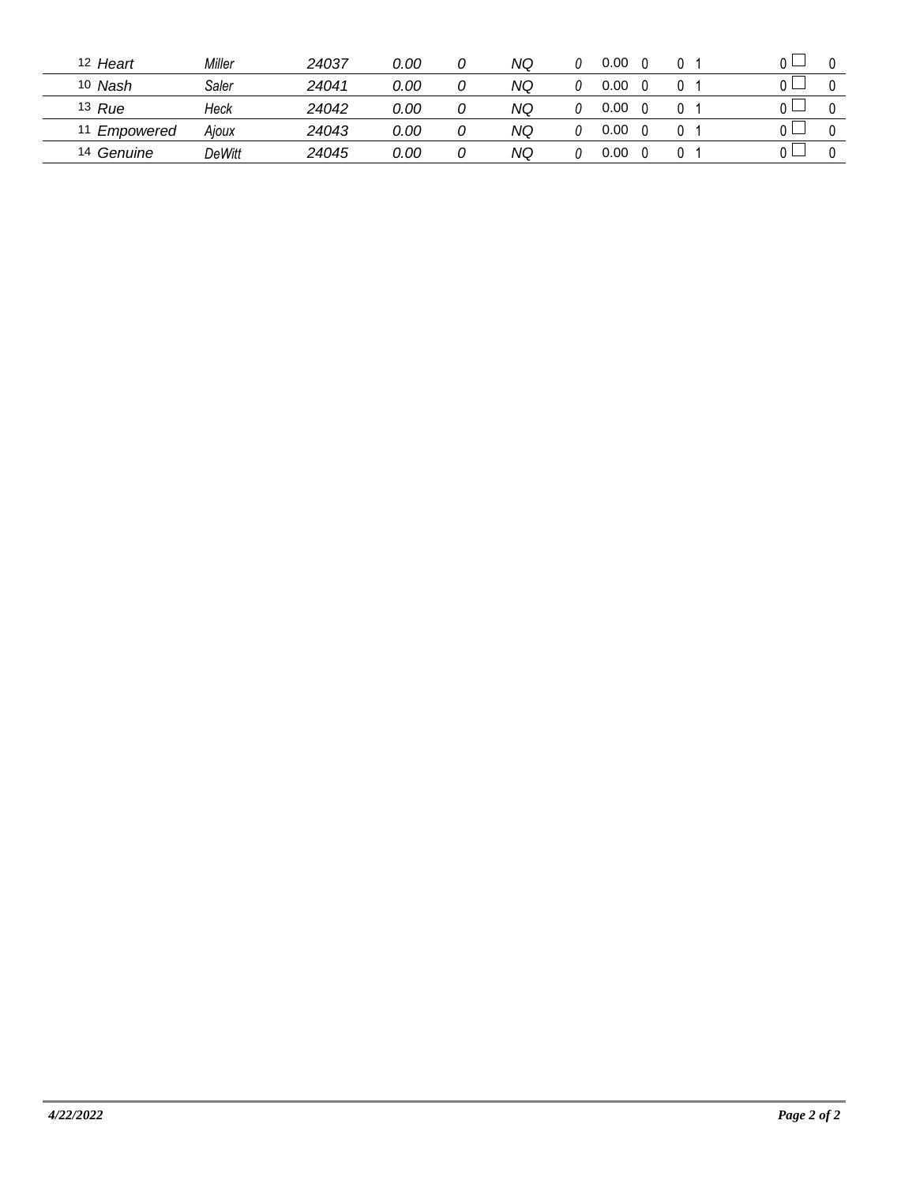| | | | | | | | | | | | | |
|---|---|---|---|---|---|---|---|---|---|---|---|---|
| 12 | *Heart* | *Miller* | *24037* | *0.00* | *0* | *NQ* | *0* | 0.00 | 0 | 0 | 1 | 0 ☐ | 0 |
| 10 | *Nash* | *Saler* | *24041* | *0.00* | *0* | *NQ* | *0* | 0.00 | 0 | 0 | 1 | 0 ☐ | 0 |
| 13 | *Rue* | *Heck* | *24042* | *0.00* | *0* | *NQ* | *0* | 0.00 | 0 | 0 | 1 | 0 ☐ | 0 |
| 11 | *Empowered* | *Ajoux* | *24043* | *0.00* | *0* | *NQ* | *0* | 0.00 | 0 | 0 | 1 | 0 ☐ | 0 |
| 14 | *Genuine* | *DeWitt* | *24045* | *0.00* | *0* | *NQ* | *0* | 0.00 | 0 | 0 | 1 | 0 ☐ | 0 |

*4/22/2022*